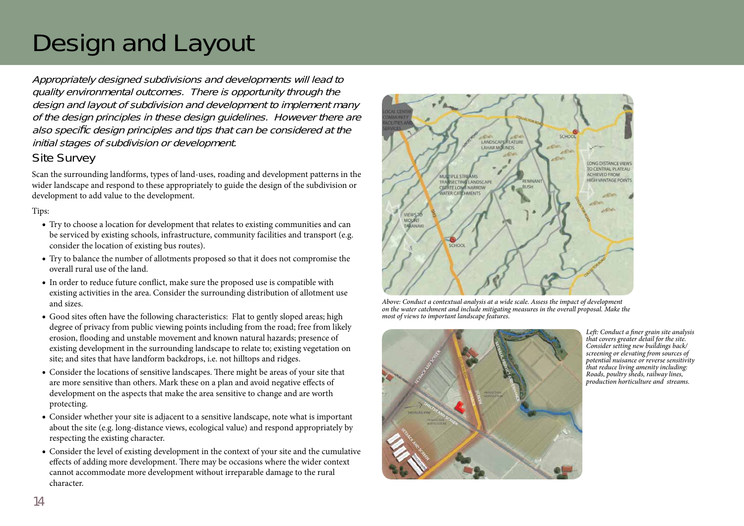# Design and Layout

*Appropriately designed subdivisions and developments will lead to quality environmental outcomes. There is opportunity through the design and layout of subdivision and development to implement many of the design principles in these design guidelines. However there are also specific design principles and tips that can be considered at the initial stages of subdivision or development.*

## Site Survey

Scan the surrounding landforms, types of land-uses, roading and development patterns in the wider landscape and respond to these appropriately to guide the design of the subdivision or development to add value to the development.

Tips:

- Try to choose a location for development that relates to existing communities and can be serviced by existing schools, infrastructure, community facilities and transport (e.g. consider the location of existing bus routes).
- Try to balance the number of allotments proposed so that it does not compromise the overall rural use of the land.
- In order to reduce future conflict, make sure the proposed use is compatible with existing activities in the area. Consider the surrounding distribution of allotment use and sizes.
- Good sites often have the following characteristics: Flat to gently sloped areas; high degree of privacy from public viewing points including from the road; free from likely erosion, flooding and unstable movement and known natural hazards; presence of existing development in the surrounding landscape to relate to; existing vegetation on site; and sites that have landform backdrops, i.e. not hilltops and ridges.
- Consider the locations of sensitive landscapes. There might be areas of your site that are more sensitive than others. Mark these on a plan and avoid negative effects of development on the aspects that make the area sensitive to change and are worth protecting.
- Consider whether your site is adjacent to a sensitive landscape, note what is important about the site (e.g. long-distance views, ecological value) and respond appropriately by respecting the existing character.
- Consider the level of existing development in the context of your site and the cumulative effects of adding more development. There may be occasions where the wider context cannot accommodate more development without irreparable damage to the rural character.

*Above: Conduct a contextual analysis at a wide scale. Assess the impact of development on the water catchment and include mitigating measures in the overall proposal. Make the most of views to important landscape features.*

*Left: Conduct a finer grain site analysis that covers greater detail for the site. Consider setting new buildings back/ screening or elevating from sources of potential nuisance or reverse sensitivity that reduce living amenity including: Roads, poultry sheds, railway lines, production horticulture and streams.*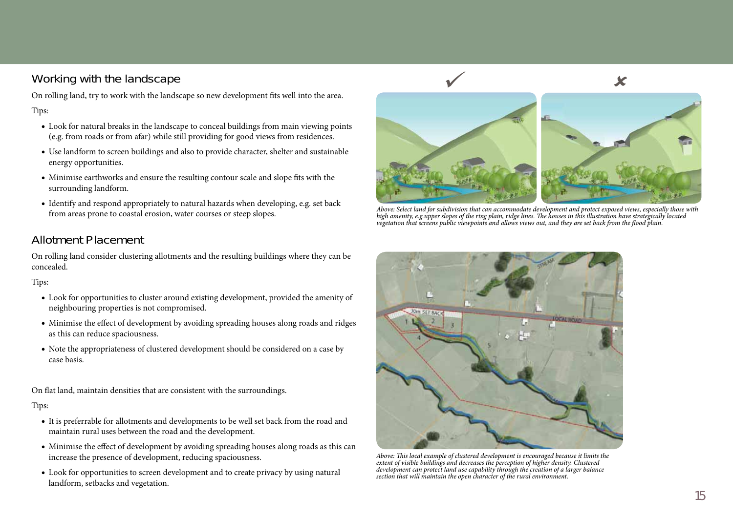## Working with the landscape

On rolling land, try to work with the landscape so new development fits well into the area.

Tips:

- Look for natural breaks in the landscape to conceal buildings from main viewing points (e.g. from roads or from afar) while still providing for good views from residences.
- Use landform to screen buildings and also to provide character, shelter and sustainable energy opportunities.
- Minimise earthworks and ensure the resulting contour scale and slope fits with the surrounding landform.
- Identify and respond appropriately to natural hazards when developing, e.g. set back from areas prone to coastal erosion, water courses or steep slopes.

*Above: Select land for subdivision that can accommodate development and protect exposed views, especially those with high amenity, e.g.upper slopes of the ring plain, ridge lines. The houses in this illustration have strategically located vegetation that screens public viewpoints and allows views out, and they are set back from the flood plain.*

## Allotment Placement

On rolling land consider clustering allotments and the resulting buildings where they can be concealed.

Tips:

- Look for opportunities to cluster around existing development, provided the amenity of neighbouring properties is not compromised.
- Minimise the effect of development by avoiding spreading houses along roads and ridges as this can reduce spaciousness.
- Note the appropriateness of clustered development should be considered on a case by case basis.

On flat land, maintain densities that are consistent with the surroundings.

Tips:

- It is preferrable for allotments and developments to be well set back from the road and maintain rural uses between the road and the development.
- Minimise the effect of development by avoiding spreading houses along roads as this can increase the presence of development, reducing spaciousness.
- Look for opportunities to screen development and to create privacy by using natural landform, setbacks and vegetation.

*Above: This local example of clustered development is encouraged because it limits the extent of visible buildings and decreases the perception of higher density. Clustered development can protect land use capability through the creation of a larger balance section that will maintain the open character of the rural environment.*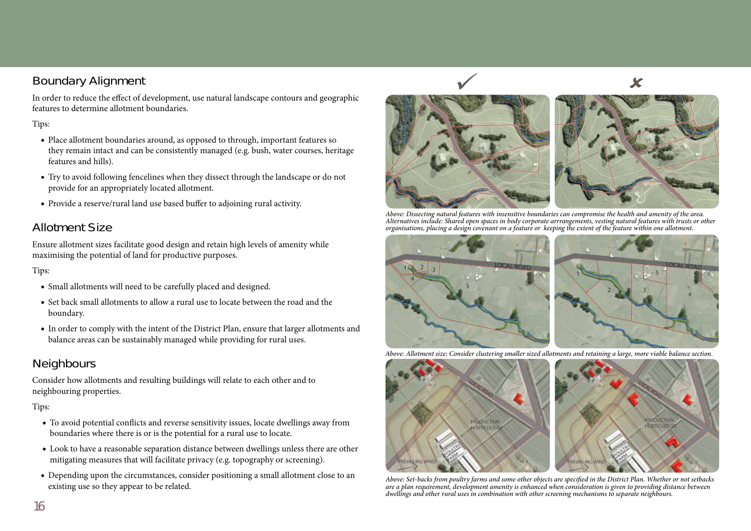## Boundary Alignment

In order to reduce the effect of development, use natural landscape contours and geographic features to determine allotment boundaries.

Tips:

- Place allotment boundaries around, as opposed to through, important features so they remain intact and can be consistently managed (e.g. bush, water courses, heritage features and hills).
- Try to avoid following fencelines when they dissect through the landscape or do not provide for an appropriately located allotment.
- Provide a reserve/rural land use based buffer to adjoining rural activity.

## Allotment Size

Ensure allotment sizes facilitate good design and retain high levels of amenity while maximising the potential of land for productive purposes.

Tips:

- Small allotments will need to be carefully placed and designed.
- Set back small allotments to allow a rural use to locate between the road and the boundary.
- In order to comply with the intent of the District Plan, ensure that larger allotments and balance areas can be sustainably managed while providing for rural uses.

## Neighbours

Consider how allotments and resulting buildings will relate to each other and to neighbouring properties.

Tips:

- To avoid potential conflicts and reverse sensitivity issues, locate dwellings away from boundaries where there is or is the potential for a rural use to locate.
- Look to have a reasonable separation distance between dwellings unless there are other mitigating measures that will facilitate privacy (e.g. topography or screening).
- Depending upon the circumstances, consider positioning a small allotment close to an existing use so they appear to be related.

✓ ✗

*Above: Dissecting natural features with insensitive boundaries can compromise the health and amenity of the area. Alternatives include: Shared open spaces in body corporate arrrangements, vesting natural features with trusts or other organisations, placing a design covenant on a feature or keeping the extent of the feature within one allotment.*

LOCAL ROAD
1 2 3 4 5

LOCAL ROAD
1 2 3 4 5

*Above: Allotment size: Consider clustering smaller sized allotments and retaining a large, more viable balance section.*

LOCAL ROAD
PRODUCTION HORTICULTURE
POULTRY FARM
PREVAILING WIND

LOCAL ROAD
PRODUCTION HORTICULTURE
POULTRY FARM
PREVAILING WIND

*Above: Set-backs from poultry farms and some other objects are specified in the District Plan. Whether or not setbacks are a plan requirement, development amenity is enhanced when consideration is given to providing distance between dwellings and other rural uses in combination with other screening mechanisms to separate neighbours.*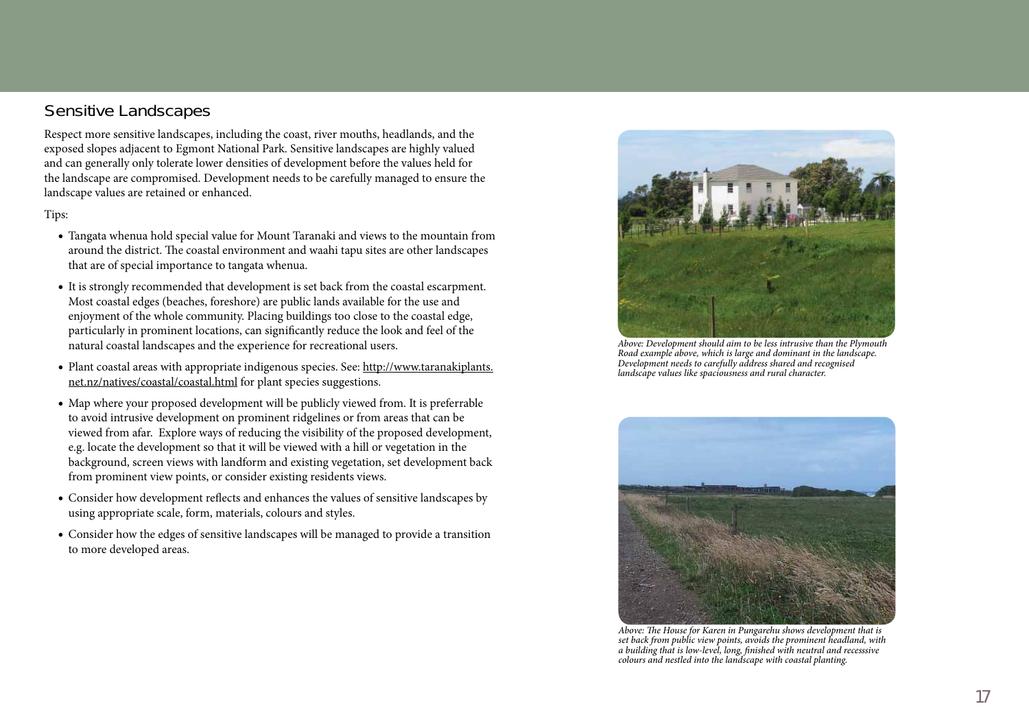## Sensitive Landscapes

Respect more sensitive landscapes, including the coast, river mouths, headlands, and the exposed slopes adjacent to Egmont National Park. Sensitive landscapes are highly valued and can generally only tolerate lower densities of development before the values held for the landscape are compromised. Development needs to be carefully managed to ensure the landscape values are retained or enhanced.

Tips:

- Tangata whenua hold special value for Mount Taranaki and views to the mountain from around the district. The coastal environment and waahi tapu sites are other landscapes that are of special importance to tangata whenua.
- It is strongly recommended that development is set back from the coastal escarpment. Most coastal edges (beaches, foreshore) are public lands available for the use and enjoyment of the whole community. Placing buildings too close to the coastal edge, particularly in prominent locations, can significantly reduce the look and feel of the natural coastal landscapes and the experience for recreational users.
- Plant coastal areas with appropriate indigenous species. See: http://www.taranakiplants.net.nz/natives/coastal/coastal.html for plant species suggestions.
- Map where your proposed development will be publicly viewed from. It is preferrable to avoid intrusive development on prominent ridgelines or from areas that can be viewed from afar. Explore ways of reducing the visibility of the proposed development, e.g. locate the development so that it will be viewed with a hill or vegetation in the background, screen views with landform and existing vegetation, set development back from prominent view points, or consider existing residents views.
- Consider how development reflects and enhances the values of sensitive landscapes by using appropriate scale, form, materials, colours and styles.
- Consider how the edges of sensitive landscapes will be managed to provide a transition to more developed areas.

*Above: Development should aim to be less intrusive than the Plymouth Road example above, which is large and dominant in the landscape. Development needs to carefully address shared and recognised landscape values like spaciousness and rural character.*

*Above: The House for Karen in Pungarehu shows development that is set back from public view points, avoids the prominent headland, with a building that is low-level, long, finished with neutral and recesssive colours and nestled into the landscape with coastal planting.*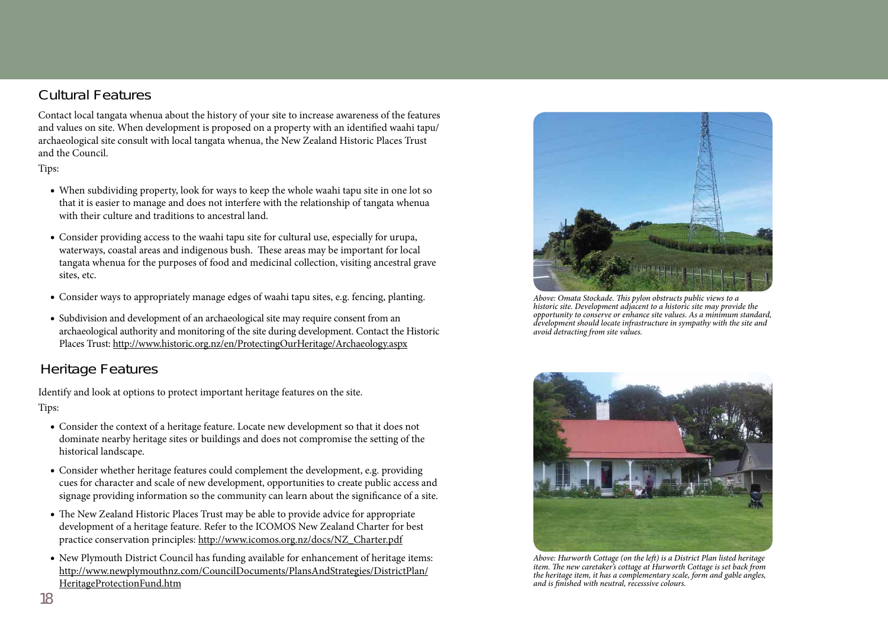## Cultural Features

Contact local tangata whenua about the history of your site to increase awareness of the features and values on site. When development is proposed on a property with an identified waahi tapu/ archaeological site consult with local tangata whenua, the New Zealand Historic Places Trust and the Council.

Tips:

- When subdividing property, look for ways to keep the whole waahi tapu site in one lot so that it is easier to manage and does not interfere with the relationship of tangata whenua with their culture and traditions to ancestral land.
- Consider providing access to the waahi tapu site for cultural use, especially for urupa, waterways, coastal areas and indigenous bush. These areas may be important for local tangata whenua for the purposes of food and medicinal collection, visiting ancestral grave sites, etc.
- Consider ways to appropriately manage edges of waahi tapu sites, e.g. fencing, planting.
- Subdivision and development of an archaeological site may require consent from an archaeological authority and monitoring of the site during development. Contact the Historic Places Trust: http://www.historic.org.nz/en/ProtectingOurHeritage/Archaeology.aspx

*Above: Omata Stockade. This pylon obstructs public views to a historic site. Development adjacent to a historic site may provide the opportunity to conserve or enhance site values. As a minimum standard, development should locate infrastructure in sympathy with the site and avoid detracting from site values.*

## Heritage Features

Identify and look at options to protect important heritage features on the site.

Tips:

- Consider the context of a heritage feature. Locate new development so that it does not dominate nearby heritage sites or buildings and does not compromise the setting of the historical landscape.
- Consider whether heritage features could complement the development, e.g. providing cues for character and scale of new development, opportunities to create public access and signage providing information so the community can learn about the significance of a site.
- The New Zealand Historic Places Trust may be able to provide advice for appropriate development of a heritage feature. Refer to the ICOMOS New Zealand Charter for best practice conservation principles: http://www.icomos.org.nz/docs/NZ_Charter.pdf
- New Plymouth District Council has funding available for enhancement of heritage items: http://www.newplymouthnz.com/CouncilDocuments/PlansAndStrategies/DistrictPlan/HeritageProtectionFund.htm

*Above: Hurworth Cottage (on the left) is a District Plan listed heritage item. The new caretaker's cottage at Hurworth Cottage is set back from the heritage item, it has a complementary scale, form and gable angles, and is finished with neutral, recesssive colours.*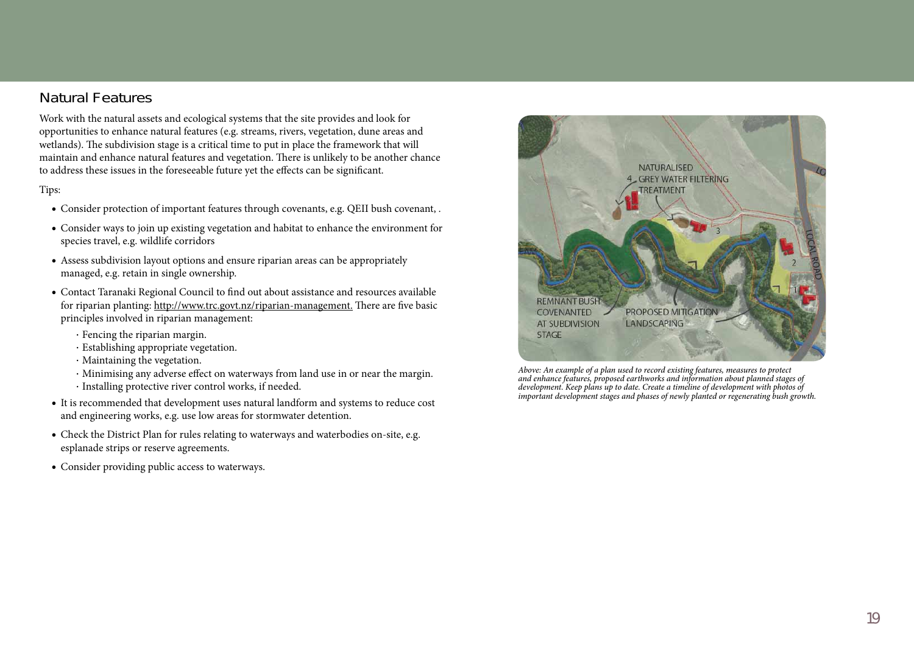## Natural Features

Work with the natural assets and ecological systems that the site provides and look for opportunities to enhance natural features (e.g. streams, rivers, vegetation, dune areas and wetlands). The subdivision stage is a critical time to put in place the framework that will maintain and enhance natural features and vegetation. There is unlikely to be another chance to address these issues in the foreseeable future yet the effects can be significant.

Tips:

- Consider protection of important features through covenants, e.g. QEII bush covenant, .
- Consider ways to join up existing vegetation and habitat to enhance the environment for species travel, e.g. wildlife corridors
- Assess subdivision layout options and ensure riparian areas can be appropriately managed, e.g. retain in single ownership.
- Contact Taranaki Regional Council to find out about assistance and resources available for riparian planting: http://www.trc.govt.nz/riparian-management. There are five basic principles involved in riparian management:
  - · Fencing the riparian margin.
  - · Establishing appropriate vegetation.
  - · Maintaining the vegetation.
  - · Minimising any adverse effect on waterways from land use in or near the margin.
  - · Installing protective river control works, if needed.
- It is recommended that development uses natural landform and systems to reduce cost and engineering works, e.g. use low areas for stormwater detention.
- Check the District Plan for rules relating to waterways and waterbodies on-site, e.g. esplanade strips or reserve agreements.
- Consider providing public access to waterways.

NATURALISED GREY WATER FILTERING TREATMENT

REMNANT BUSH COVENANTED AT SUBDIVISION STAGE

PROPOSED MITIGATION LANDSCAPING

LOCAL ROAD

1 2 3 4

*Above: An example of a plan used to record existing features, measures to protect and enhance features, proposed earthworks and information about planned stages of development. Keep plans up to date. Create a timeline of development with photos of important development stages and phases of newly planted or regenerating bush growth.*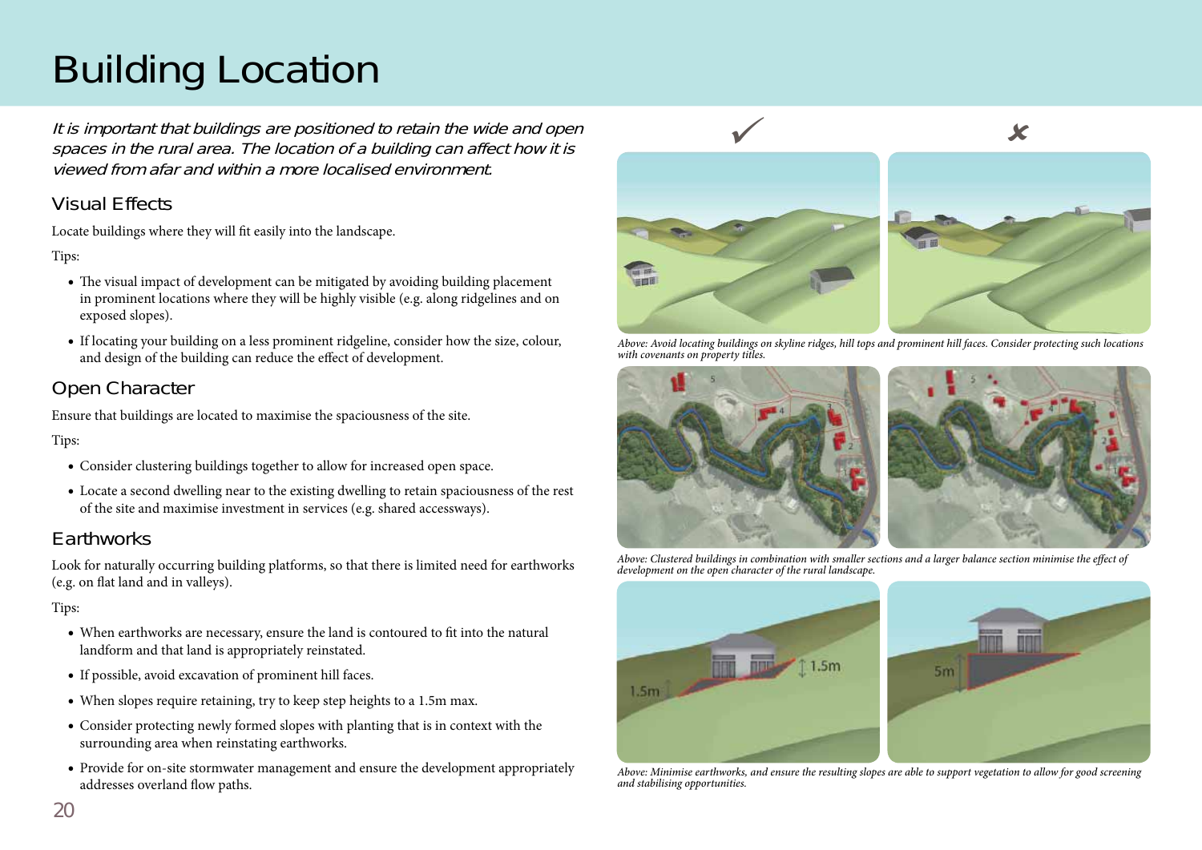# Building Location

*It is important that buildings are positioned to retain the wide and open spaces in the rural area. The location of a building can affect how it is viewed from afar and within a more localised environment.*

## Visual Effects

Locate buildings where they will fit easily into the landscape.

Tips:

- The visual impact of development can be mitigated by avoiding building placement in prominent locations where they will be highly visible (e.g. along ridgelines and on exposed slopes).
- If locating your building on a less prominent ridgeline, consider how the size, colour, and design of the building can reduce the effect of development.

## Open Character

Ensure that buildings are located to maximise the spaciousness of the site.

Tips:

- Consider clustering buildings together to allow for increased open space.
- Locate a second dwelling near to the existing dwelling to retain spaciousness of the rest of the site and maximise investment in services (e.g. shared accessways).

## Earthworks

Look for naturally occurring building platforms, so that there is limited need for earthworks (e.g. on flat land and in valleys).

Tips:

- When earthworks are necessary, ensure the land is contoured to fit into the natural landform and that land is appropriately reinstated.
- If possible, avoid excavation of prominent hill faces.
- When slopes require retaining, try to keep step heights to a 1.5m max.
- Consider protecting newly formed slopes with planting that is in context with the surrounding area when reinstating earthworks.
- Provide for on-site stormwater management and ensure the development appropriately addresses overland flow paths.

✓ ✗

*Above: Avoid locating buildings on skyline ridges, hill tops and prominent hill faces. Consider protecting such locations with covenants on property titles.*

*Above: Clustered buildings in combination with smaller sections and a larger balance section minimise the effect of development on the open character of the rural landscape.*

1.5m
1.5m
5m

*Above: Minimise earthworks, and ensure the resulting slopes are able to support vegetation to allow for good screening and stabilising opportunities.*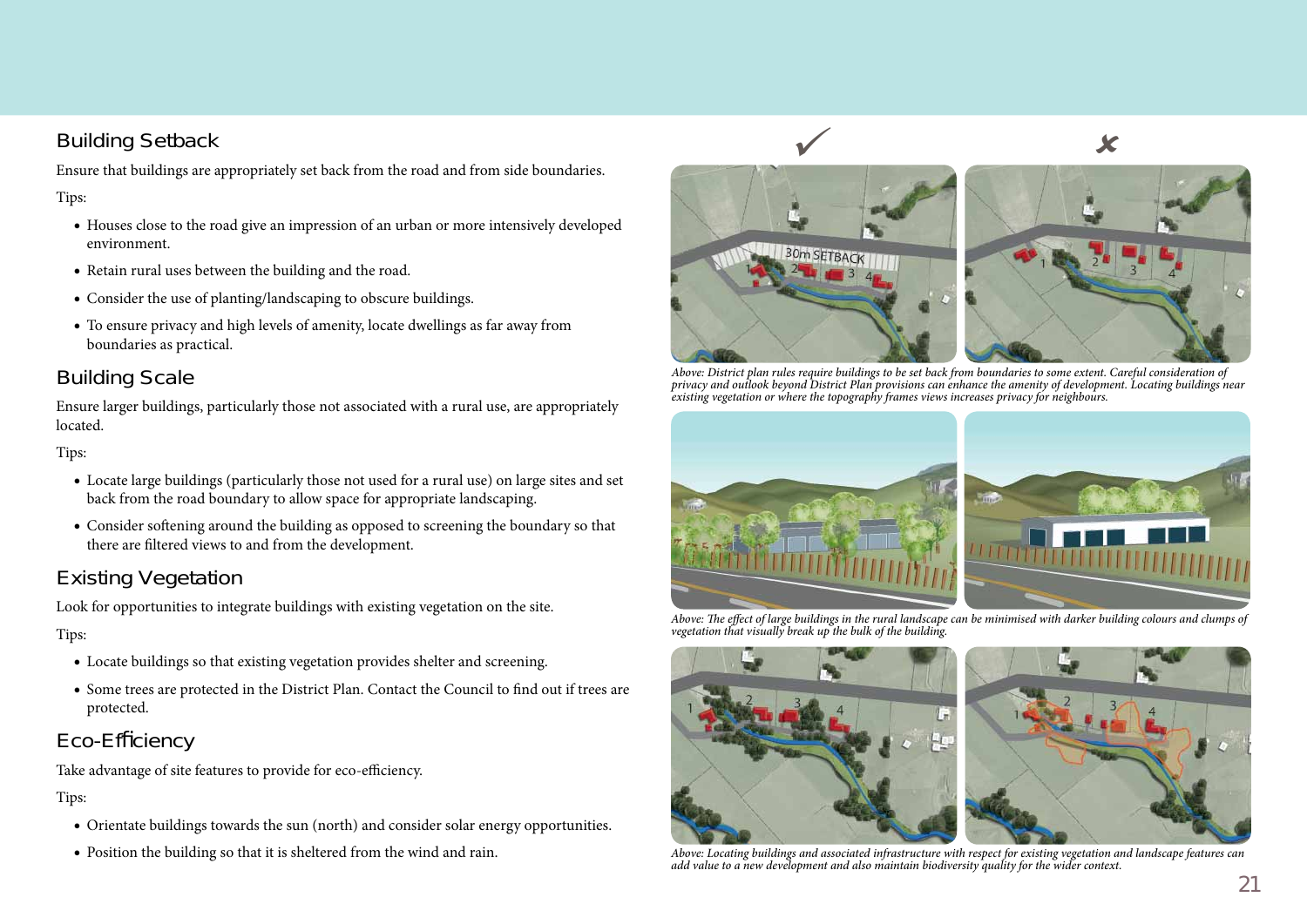## Building Setback

Ensure that buildings are appropriately set back from the road and from side boundaries.

Tips:

- Houses close to the road give an impression of an urban or more intensively developed environment.
- Retain rural uses between the building and the road.
- Consider the use of planting/landscaping to obscure buildings.
- To ensure privacy and high levels of amenity, locate dwellings as far away from boundaries as practical.

## Building Scale

Ensure larger buildings, particularly those not associated with a rural use, are appropriately located.

Tips:

- Locate large buildings (particularly those not used for a rural use) on large sites and set back from the road boundary to allow space for appropriate landscaping.
- Consider softening around the building as opposed to screening the boundary so that there are filtered views to and from the development.

## Existing Vegetation

Look for opportunities to integrate buildings with existing vegetation on the site.

Tips:

- Locate buildings so that existing vegetation provides shelter and screening.
- Some trees are protected in the District Plan. Contact the Council to find out if trees are protected.

## Eco-Efficiency

Take advantage of site features to provide for eco-efficiency.

Tips:

- Orientate buildings towards the sun (north) and consider solar energy opportunities.
- Position the building so that it is sheltered from the wind and rain.

✓ ✗

30m SETBACK

*Above: District plan rules require buildings to be set back from boundaries to some extent. Careful consideration of privacy and outlook beyond District Plan provisions can enhance the amenity of development. Locating buildings near existing vegetation or where the topography frames views increases privacy for neighbours.*

*Above: The effect of large buildings in the rural landscape can be minimised with darker building colours and clumps of vegetation that visually break up the bulk of the building.*

*Above: Locating buildings and associated infrastructure with respect for existing vegetation and landscape features can add value to a new development and also maintain biodiversity quality for the wider context.*